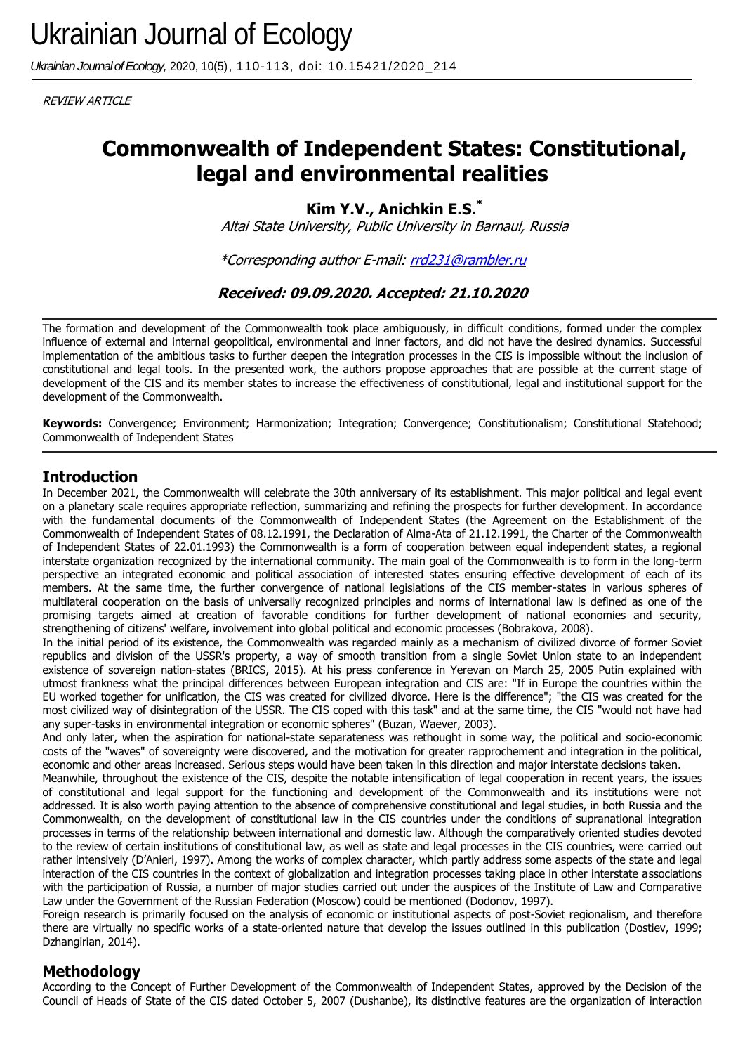REVIEW ARTICLE

# Commonwealth of Independent States: Constitutional, legal and environmental realities

**Kim Y.V., Anichkin E.S.***

*Altai State University, Public University in Barnaul, Russia*

*Corresponding author E-mail: rrd231@rambler.ru

**Received: 09.09.2020. Accepted: 21.10.2020**

The formation and development of the Commonwealth took place ambiguously, in difficult conditions, formed under the complex influence of external and internal geopolitical, environmental and inner factors, and did not have the desired dynamics. Successful implementation of the ambitious tasks to further deepen the integration processes in the CIS is impossible without the inclusion of constitutional and legal tools. In the presented work, the authors propose approaches that are possible at the current stage of development of the CIS and its member states to increase the effectiveness of constitutional, legal and institutional support for the development of the Commonwealth.

**Keywords:** Convergence; Environment; Harmonization; Integration; Convergence; Constitutionalism; Constitutional Statehood; Commonwealth of Independent States

## Introduction

In December 2021, the Commonwealth will celebrate the 30th anniversary of its establishment. This major political and legal event on a planetary scale requires appropriate reflection, summarizing and refining the prospects for further development. In accordance with the fundamental documents of the Commonwealth of Independent States (the Agreement on the Establishment of the Commonwealth of Independent States of 08.12.1991, the Declaration of Alma-Ata of 21.12.1991, the Charter of the Commonwealth of Independent States of 22.01.1993) the Commonwealth is a form of cooperation between equal independent states, a regional interstate organization recognized by the international community. The main goal of the Commonwealth is to form in the long-term perspective an integrated economic and political association of interested states ensuring effective development of each of its members. At the same time, the further convergence of national legislations of the CIS member-states in various spheres of multilateral cooperation on the basis of universally recognized principles and norms of international law is defined as one of the promising targets aimed at creation of favorable conditions for further development of national economies and security, strengthening of citizens' welfare, involvement into global political and economic processes (Bobrakova, 2008).

In the initial period of its existence, the Commonwealth was regarded mainly as a mechanism of civilized divorce of former Soviet republics and division of the USSR's property, a way of smooth transition from a single Soviet Union state to an independent existence of sovereign nation-states (BRICS, 2015). At his press conference in Yerevan on March 25, 2005 Putin explained with utmost frankness what the principal differences between European integration and CIS are: "If in Europe the countries within the EU worked together for unification, the CIS was created for civilized divorce. Here is the difference"; "the CIS was created for the most civilized way of disintegration of the USSR. The CIS coped with this task" and at the same time, the CIS "would not have had any super-tasks in environmental integration or economic spheres" (Buzan, Waever, 2003).

And only later, when the aspiration for national-state separateness was rethought in some way, the political and socio-economic costs of the "waves" of sovereignty were discovered, and the motivation for greater rapprochement and integration in the political, economic and other areas increased. Serious steps would have been taken in this direction and major interstate decisions taken.

Meanwhile, throughout the existence of the CIS, despite the notable intensification of legal cooperation in recent years, the issues of constitutional and legal support for the functioning and development of the Commonwealth and its institutions were not addressed. It is also worth paying attention to the absence of comprehensive constitutional and legal studies, in both Russia and the Commonwealth, on the development of constitutional law in the CIS countries under the conditions of supranational integration processes in terms of the relationship between international and domestic law. Although the comparatively oriented studies devoted to the review of certain institutions of constitutional law, as well as state and legal processes in the CIS countries, were carried out rather intensively (D'Anieri, 1997). Among the works of complex character, which partly address some aspects of the state and legal interaction of the CIS countries in the context of globalization and integration processes taking place in other interstate associations with the participation of Russia, a number of major studies carried out under the auspices of the Institute of Law and Comparative Law under the Government of the Russian Federation (Moscow) could be mentioned (Dodonov, 1997).

Foreign research is primarily focused on the analysis of economic or institutional aspects of post-Soviet regionalism, and therefore there are virtually no specific works of a state-oriented nature that develop the issues outlined in this publication (Dostiev, 1999; Dzhangirian, 2014).

## Methodology

According to the Concept of Further Development of the Commonwealth of Independent States, approved by the Decision of the Council of Heads of State of the CIS dated October 5, 2007 (Dushanbe), its distinctive features are the organization of interaction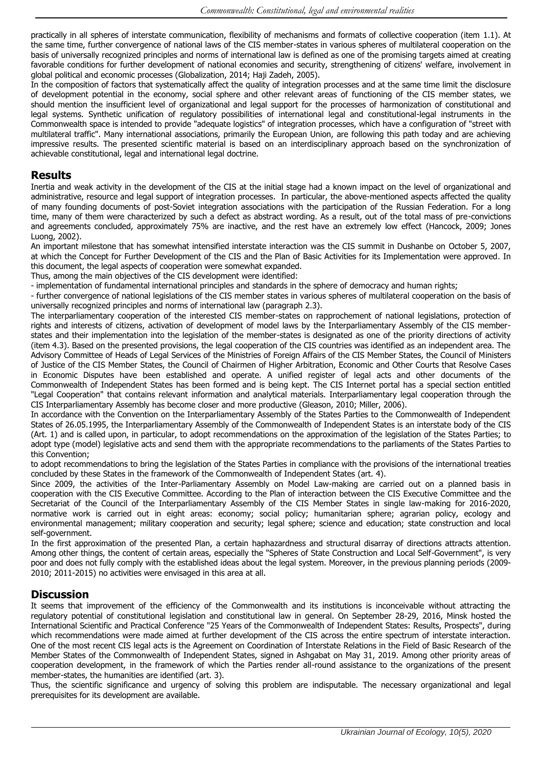practically in all spheres of interstate communication, flexibility of mechanisms and formats of collective cooperation (item 1.1). At the same time, further convergence of national laws of the CIS member-states in various spheres of multilateral cooperation on the basis of universally recognized principles and norms of international law is defined as one of the promising targets aimed at creating favorable conditions for further development of national economies and security, strengthening of citizens' welfare, involvement in global political and economic processes (Globalization, 2014; Haji Zadeh, 2005).

In the composition of factors that systematically affect the quality of integration processes and at the same time limit the disclosure of development potential in the economy, social sphere and other relevant areas of functioning of the CIS member states, we should mention the insufficient level of organizational and legal support for the processes of harmonization of constitutional and legal systems. Synthetic unification of regulatory possibilities of international legal and constitutional-legal instruments in the Commonwealth space is intended to provide "adequate logistics" of integration processes, which have a configuration of "street with multilateral traffic". Many international associations, primarily the European Union, are following this path today and are achieving impressive results. The presented scientific material is based on an interdisciplinary approach based on the synchronization of achievable constitutional, legal and international legal doctrine.

## Results

Inertia and weak activity in the development of the CIS at the initial stage had a known impact on the level of organizational and administrative, resource and legal support of integration processes. In particular, the above-mentioned aspects affected the quality of many founding documents of post-Soviet integration associations with the participation of the Russian Federation. For a long time, many of them were characterized by such a defect as abstract wording. As a result, out of the total mass of pre-convictions and agreements concluded, approximately 75% are inactive, and the rest have an extremely low effect (Hancock, 2009; Jones Luong, 2002).

An important milestone that has somewhat intensified interstate interaction was the CIS summit in Dushanbe on October 5, 2007, at which the Concept for Further Development of the CIS and the Plan of Basic Activities for its Implementation were approved. In this document, the legal aspects of cooperation were somewhat expanded.

Thus, among the main objectives of the CIS development were identified:

- implementation of fundamental international principles and standards in the sphere of democracy and human rights;
- further convergence of national legislations of the CIS member states in various spheres of multilateral cooperation on the basis of universally recognized principles and norms of international law (paragraph 2.3).

The interparliamentary cooperation of the interested CIS member-states on rapprochement of national legislations, protection of rights and interests of citizens, activation of development of model laws by the Interparliamentary Assembly of the CIS member-states and their implementation into the legislation of the member-states is designated as one of the priority directions of activity (item 4.3). Based on the presented provisions, the legal cooperation of the CIS countries was identified as an independent area. The Advisory Committee of Heads of Legal Services of the Ministries of Foreign Affairs of the CIS Member States, the Council of Ministers of Justice of the CIS Member States, the Council of Chairmen of Higher Arbitration, Economic and Other Courts that Resolve Cases in Economic Disputes have been established and operate. A unified register of legal acts and other documents of the Commonwealth of Independent States has been formed and is being kept. The CIS Internet portal has a special section entitled "Legal Cooperation" that contains relevant information and analytical materials. Interparliamentary legal cooperation through the CIS Interparliamentary Assembly has become closer and more productive (Gleason, 2010; Miller, 2006).

In accordance with the Convention on the Interparliamentary Assembly of the States Parties to the Commonwealth of Independent States of 26.05.1995, the Interparliamentary Assembly of the Commonwealth of Independent States is an interstate body of the CIS (Art. 1) and is called upon, in particular, to adopt recommendations on the approximation of the legislation of the States Parties; to adopt type (model) legislative acts and send them with the appropriate recommendations to the parliaments of the States Parties to this Convention;

to adopt recommendations to bring the legislation of the States Parties in compliance with the provisions of the international treaties concluded by these States in the framework of the Commonwealth of Independent States (art. 4).

Since 2009, the activities of the Inter-Parliamentary Assembly on Model Law-making are carried out on a planned basis in cooperation with the CIS Executive Committee. According to the Plan of interaction between the CIS Executive Committee and the Secretariat of the Council of the Interparliamentary Assembly of the CIS Member States in single law-making for 2016-2020, normative work is carried out in eight areas: economy; social policy; humanitarian sphere; agrarian policy, ecology and environmental management; military cooperation and security; legal sphere; science and education; state construction and local self-government.

In the first approximation of the presented Plan, a certain haphazardness and structural disarray of directions attracts attention. Among other things, the content of certain areas, especially the "Spheres of State Construction and Local Self-Government", is very poor and does not fully comply with the established ideas about the legal system. Moreover, in the previous planning periods (2009-2010; 2011-2015) no activities were envisaged in this area at all.

## Discussion

It seems that improvement of the efficiency of the Commonwealth and its institutions is inconceivable without attracting the regulatory potential of constitutional legislation and constitutional law in general. On September 28-29, 2016, Minsk hosted the International Scientific and Practical Conference "25 Years of the Commonwealth of Independent States: Results, Prospects", during which recommendations were made aimed at further development of the CIS across the entire spectrum of interstate interaction. One of the most recent CIS legal acts is the Agreement on Coordination of Interstate Relations in the Field of Basic Research of the Member States of the Commonwealth of Independent States, signed in Ashgabat on May 31, 2019. Among other priority areas of cooperation development, in the framework of which the Parties render all-round assistance to the organizations of the present member-states, the humanities are identified (art. 3).

Thus, the scientific significance and urgency of solving this problem are indisputable. The necessary organizational and legal prerequisites for its development are available.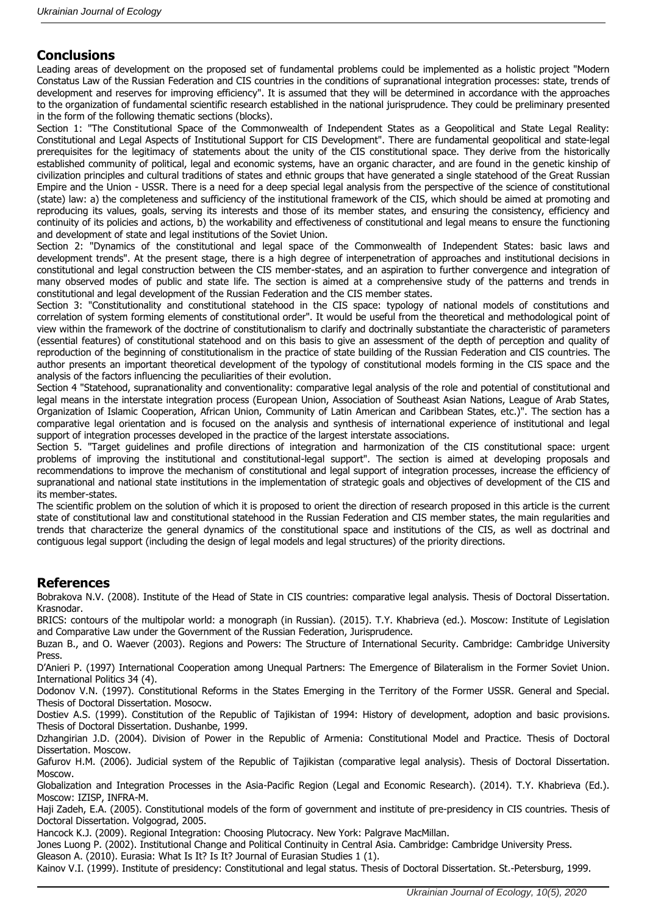## Conclusions

Leading areas of development on the proposed set of fundamental problems could be implemented as a holistic project "Modern Constatus Law of the Russian Federation and CIS countries in the conditions of supranational integration processes: state, trends of development and reserves for improving efficiency". It is assumed that they will be determined in accordance with the approaches to the organization of fundamental scientific research established in the national jurisprudence. They could be preliminary presented in the form of the following thematic sections (blocks).

Section 1: "The Constitutional Space of the Commonwealth of Independent States as a Geopolitical and State Legal Reality: Constitutional and Legal Aspects of Institutional Support for CIS Development". There are fundamental geopolitical and state-legal prerequisites for the legitimacy of statements about the unity of the CIS constitutional space. They derive from the historically established community of political, legal and economic systems, have an organic character, and are found in the genetic kinship of civilization principles and cultural traditions of states and ethnic groups that have generated a single statehood of the Great Russian Empire and the Union - USSR. There is a need for a deep special legal analysis from the perspective of the science of constitutional (state) law: a) the completeness and sufficiency of the institutional framework of the CIS, which should be aimed at promoting and reproducing its values, goals, serving its interests and those of its member states, and ensuring the consistency, efficiency and continuity of its policies and actions, b) the workability and effectiveness of constitutional and legal means to ensure the functioning and development of state and legal institutions of the Soviet Union.

Section 2: "Dynamics of the constitutional and legal space of the Commonwealth of Independent States: basic laws and development trends". At the present stage, there is a high degree of interpenetration of approaches and institutional decisions in constitutional and legal construction between the CIS member-states, and an aspiration to further convergence and integration of many observed modes of public and state life. The section is aimed at a comprehensive study of the patterns and trends in constitutional and legal development of the Russian Federation and the CIS member states.

Section 3: "Constitutionality and constitutional statehood in the CIS space: typology of national models of constitutions and correlation of system forming elements of constitutional order". It would be useful from the theoretical and methodological point of view within the framework of the doctrine of constitutionalism to clarify and doctrinally substantiate the characteristic of parameters (essential features) of constitutional statehood and on this basis to give an assessment of the depth of perception and quality of reproduction of the beginning of constitutionalism in the practice of state building of the Russian Federation and CIS countries. The author presents an important theoretical development of the typology of constitutional models forming in the CIS space and the analysis of the factors influencing the peculiarities of their evolution.

Section 4 "Statehood, supranationality and conventionality: comparative legal analysis of the role and potential of constitutional and legal means in the interstate integration process (European Union, Association of Southeast Asian Nations, League of Arab States, Organization of Islamic Cooperation, African Union, Community of Latin American and Caribbean States, etc.)". The section has a comparative legal orientation and is focused on the analysis and synthesis of international experience of institutional and legal support of integration processes developed in the practice of the largest interstate associations.

Section 5. "Target guidelines and profile directions of integration and harmonization of the CIS constitutional space: urgent problems of improving the institutional and constitutional-legal support". The section is aimed at developing proposals and recommendations to improve the mechanism of constitutional and legal support of integration processes, increase the efficiency of supranational and national state institutions in the implementation of strategic goals and objectives of development of the CIS and its member-states.

The scientific problem on the solution of which it is proposed to orient the direction of research proposed in this article is the current state of constitutional law and constitutional statehood in the Russian Federation and CIS member states, the main regularities and trends that characterize the general dynamics of the constitutional space and institutions of the CIS, as well as doctrinal and contiguous legal support (including the design of legal models and legal structures) of the priority directions.

## References

Bobrakova N.V. (2008). Institute of the Head of State in CIS countries: comparative legal analysis. Thesis of Doctoral Dissertation. Krasnodar.

BRICS: contours of the multipolar world: a monograph (in Russian). (2015). T.Y. Khabrieva (ed.). Moscow: Institute of Legislation and Comparative Law under the Government of the Russian Federation, Jurisprudence.

Buzan B., and O. Waever (2003). Regions and Powers: The Structure of International Security. Cambridge: Cambridge University Press.

D'Anieri P. (1997) International Cooperation among Unequal Partners: The Emergence of Bilateralism in the Former Soviet Union. International Politics 34 (4).

Dodonov V.N. (1997). Constitutional Reforms in the States Emerging in the Territory of the Former USSR. General and Special. Thesis of Doctoral Dissertation. Mosocw.

Dostiev A.S. (1999). Constitution of the Republic of Tajikistan of 1994: History of development, adoption and basic provisions. Thesis of Doctoral Dissertation. Dushanbe, 1999.

Dzhangirian J.D. (2004). Division of Power in the Republic of Armenia: Constitutional Model and Practice. Thesis of Doctoral Dissertation. Moscow.

Gafurov H.M. (2006). Judicial system of the Republic of Tajikistan (comparative legal analysis). Thesis of Doctoral Dissertation. Moscow.

Globalization and Integration Processes in the Asia-Pacific Region (Legal and Economic Research). (2014). T.Y. Khabrieva (Ed.). Moscow: IZISP, INFRA-M.

Haji Zadeh, E.A. (2005). Constitutional models of the form of government and institute of pre-presidency in CIS countries. Thesis of Doctoral Dissertation. Volgograd, 2005.

Hancock K.J. (2009). Regional Integration: Choosing Plutocracy. New York: Palgrave MacMillan.

Jones Luong P. (2002). Institutional Change and Political Continuity in Central Asia. Cambridge: Cambridge University Press.

Gleason A. (2010). Eurasia: What Is It? Is It? Journal of Eurasian Studies 1 (1).

Kainov V.I. (1999). Institute of presidency: Constitutional and legal status. Thesis of Doctoral Dissertation. St.-Petersburg, 1999.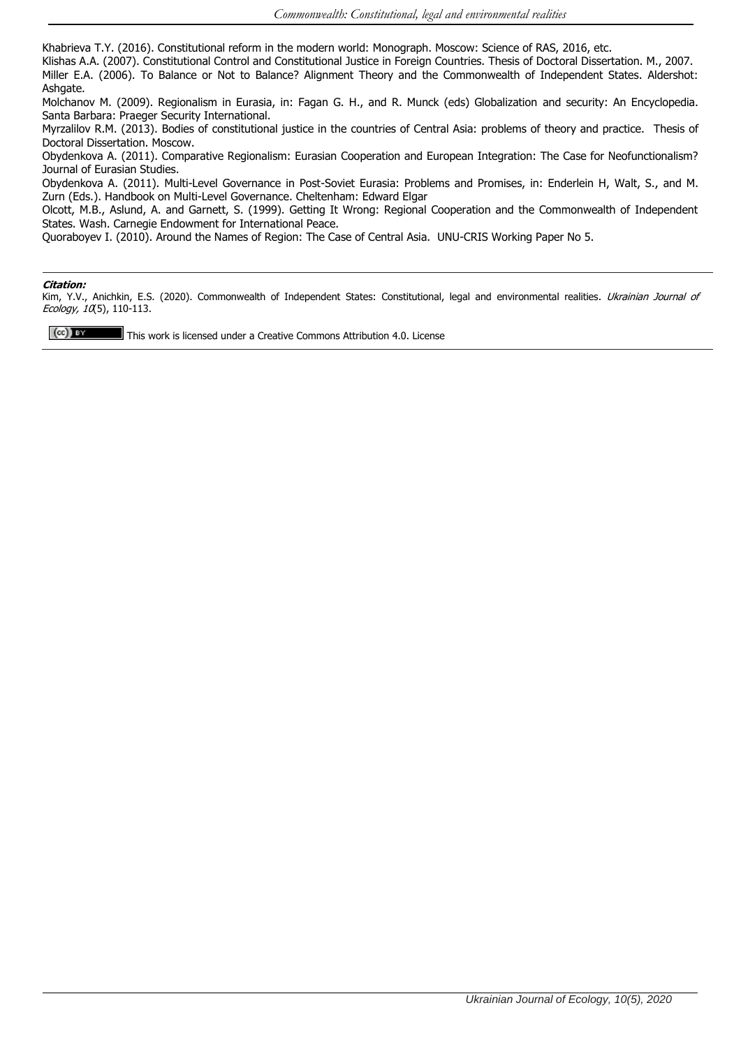Khabrieva T.Y. (2016). Constitutional reform in the modern world: Monograph. Moscow: Science of RAS, 2016, etc.

Klishas A.A. (2007). Constitutional Control and Constitutional Justice in Foreign Countries. Thesis of Doctoral Dissertation. M., 2007.

Miller E.A. (2006). To Balance or Not to Balance? Alignment Theory and the Commonwealth of Independent States. Aldershot: Ashgate.

Molchanov M. (2009). Regionalism in Eurasia, in: Fagan G. H., and R. Munck (eds) Globalization and security: An Encyclopedia. Santa Barbara: Praeger Security International.

Myrzalilov R.M. (2013). Bodies of constitutional justice in the countries of Central Asia: problems of theory and practice. Thesis of Doctoral Dissertation. Moscow.

Obydenkova A. (2011). Comparative Regionalism: Eurasian Cooperation and European Integration: The Case for Neofunctionalism? Journal of Eurasian Studies.

Obydenkova A. (2011). Multi-Level Governance in Post-Soviet Eurasia: Problems and Promises, in: Enderlein H, Walt, S., and M. Zurn (Eds.). Handbook on Multi-Level Governance. Cheltenham: Edward Elgar

Olcott, M.B., Aslund, A. and Garnett, S. (1999). Getting It Wrong: Regional Cooperation and the Commonwealth of Independent States. Wash. Carnegie Endowment for International Peace.

Quoraboyev I. (2010). Around the Names of Region: The Case of Central Asia. UNU-CRIS Working Paper No 5.

**Citation:**

Kim, Y.V., Anichkin, E.S. (2020). Commonwealth of Independent States: Constitutional, legal and environmental realities. *Ukrainian Journal of Ecology, 10*(5), 110-113.

This work is licensed under a Creative Commons Attribution 4.0. License